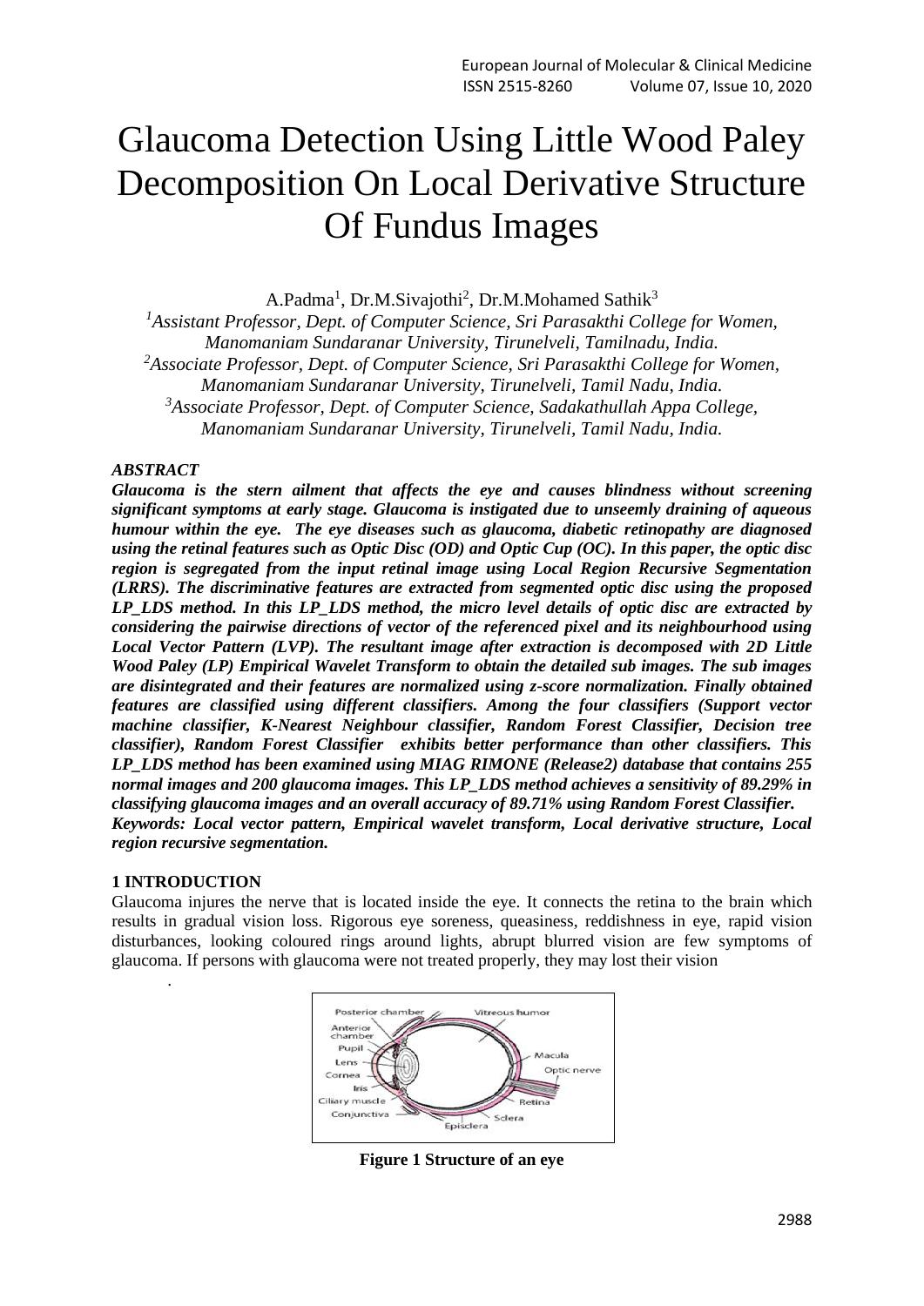# Glaucoma Detection Using Little Wood Paley Decomposition On Local Derivative Structure Of Fundus Images

A.Padma[1], Dr.M.Sivajothi[2], Dr.M.Mohamed Sathik[3]

[1]*Assistant Professor, Dept. of Computer Science, Sri Parasakthi College for Women, Manomaniam Sundaranar University, Tirunelveli, Tamilnadu, India.*
[2]*Associate Professor, Dept. of Computer Science, Sri Parasakthi College for Women, Manomaniam Sundaranar University, Tirunelveli, Tamil Nadu, India.*
[3]*Associate Professor, Dept. of Computer Science, Sadakathullah Appa College, Manomaniam Sundaranar University, Tirunelveli, Tamil Nadu, India.*

***ABSTRACT***

***Glaucoma is the stern ailment that affects the eye and causes blindness without screening significant symptoms at early stage. Glaucoma is instigated due to unseemly draining of aqueous humour within the eye. The eye diseases such as glaucoma, diabetic retinopathy are diagnosed using the retinal features such as Optic Disc (OD) and Optic Cup (OC). In this paper, the optic disc region is segregated from the input retinal image using Local Region Recursive Segmentation (LRRS). The discriminative features are extracted from segmented optic disc using the proposed LP_LDS method. In this LP_LDS method, the micro level details of optic disc are extracted by considering the pairwise directions of vector of the referenced pixel and its neighbourhood using Local Vector Pattern (LVP). The resultant image after extraction is decomposed with 2D Little Wood Paley (LP) Empirical Wavelet Transform to obtain the detailed sub images. The sub images are disintegrated and their features are normalized using z-score normalization. Finally obtained features are classified using different classifiers. Among the four classifiers (Support vector machine classifier, K-Nearest Neighbour classifier, Random Forest Classifier, Decision tree classifier), Random Forest Classifier exhibits better performance than other classifiers. This LP_LDS method has been examined using MIAG RIMONE (Release2) database that contains 255 normal images and 200 glaucoma images. This LP_LDS method achieves a sensitivity of 89.29% in classifying glaucoma images and an overall accuracy of 89.71% using Random Forest Classifier.***

***Keywords: Local vector pattern, Empirical wavelet transform, Local derivative structure, Local region recursive segmentation.***

## 1 INTRODUCTION

Glaucoma injures the nerve that is located inside the eye. It connects the retina to the brain which results in gradual vision loss. Rigorous eye soreness, queasiness, reddishness in eye, rapid vision disturbances, looking coloured rings around lights, abrupt blurred vision are few symptoms of glaucoma. If persons with glaucoma were not treated properly, they may lost their vision

.

**Figure 1 Structure of an eye**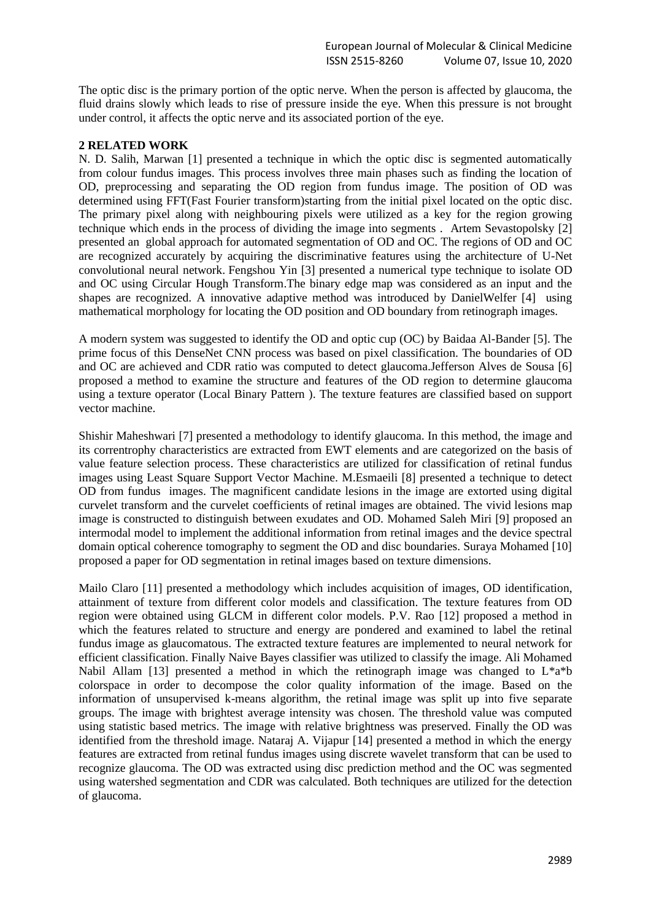The optic disc is the primary portion of the optic nerve. When the person is affected by glaucoma, the fluid drains slowly which leads to rise of pressure inside the eye. When this pressure is not brought under control, it affects the optic nerve and its associated portion of the eye.

## 2 RELATED WORK

N. D. Salih, Marwan [1] presented a technique in which the optic disc is segmented automatically from colour fundus images. This process involves three main phases such as finding the location of OD, preprocessing and separating the OD region from fundus image. The position of OD was determined using FFT(Fast Fourier transform)starting from the initial pixel located on the optic disc. The primary pixel along with neighbouring pixels were utilized as a key for the region growing technique which ends in the process of dividing the image into segments . Artem Sevastopolsky [2] presented an global approach for automated segmentation of OD and OC. The regions of OD and OC are recognized accurately by acquiring the discriminative features using the architecture of U-Net convolutional neural network. Fengshou Yin [3] presented a numerical type technique to isolate OD and OC using Circular Hough Transform.The binary edge map was considered as an input and the shapes are recognized. A innovative adaptive method was introduced by DanielWelfer [4] using mathematical morphology for locating the OD position and OD boundary from retinograph images.

A modern system was suggested to identify the OD and optic cup (OC) by Baidaa Al-Bander [5]. The prime focus of this DenseNet CNN process was based on pixel classification. The boundaries of OD and OC are achieved and CDR ratio was computed to detect glaucoma.Jefferson Alves de Sousa [6] proposed a method to examine the structure and features of the OD region to determine glaucoma using a texture operator (Local Binary Pattern ). The texture features are classified based on support vector machine.

Shishir Maheshwari [7] presented a methodology to identify glaucoma. In this method, the image and its correntrophy characteristics are extracted from EWT elements and are categorized on the basis of value feature selection process. These characteristics are utilized for classification of retinal fundus images using Least Square Support Vector Machine. M.Esmaeili [8] presented a technique to detect OD from fundus images. The magnificent candidate lesions in the image are extorted using digital curvelet transform and the curvelet coefficients of retinal images are obtained. The vivid lesions map image is constructed to distinguish between exudates and OD. Mohamed Saleh Miri [9] proposed an intermodal model to implement the additional information from retinal images and the device spectral domain optical coherence tomography to segment the OD and disc boundaries. Suraya Mohamed [10] proposed a paper for OD segmentation in retinal images based on texture dimensions.

Mailo Claro [11] presented a methodology which includes acquisition of images, OD identification, attainment of texture from different color models and classification. The texture features from OD region were obtained using GLCM in different color models. P.V. Rao [12] proposed a method in which the features related to structure and energy are pondered and examined to label the retinal fundus image as glaucomatous. The extracted texture features are implemented to neural network for efficient classification. Finally Naive Bayes classifier was utilized to classify the image. Ali Mohamed Nabil Allam [13] presented a method in which the retinograph image was changed to L*a*b colorspace in order to decompose the color quality information of the image. Based on the information of unsupervised k-means algorithm, the retinal image was split up into five separate groups. The image with brightest average intensity was chosen. The threshold value was computed using statistic based metrics. The image with relative brightness was preserved. Finally the OD was identified from the threshold image. Nataraj A. Vijapur [14] presented a method in which the energy features are extracted from retinal fundus images using discrete wavelet transform that can be used to recognize glaucoma. The OD was extracted using disc prediction method and the OC was segmented using watershed segmentation and CDR was calculated. Both techniques are utilized for the detection of glaucoma.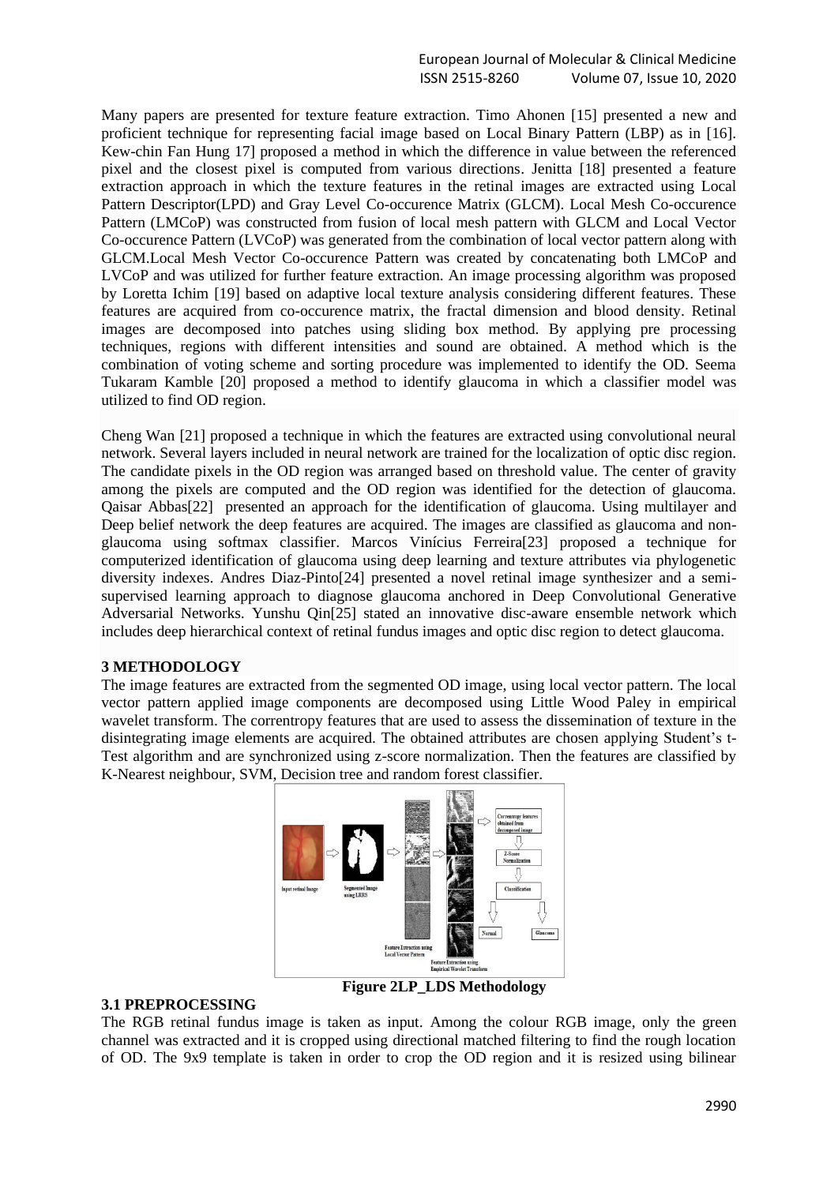Many papers are presented for texture feature extraction. Timo Ahonen [15] presented a new and proficient technique for representing facial image based on Local Binary Pattern (LBP) as in [16]. Kew-chin Fan Hung 17] proposed a method in which the difference in value between the referenced pixel and the closest pixel is computed from various directions. Jenitta [18] presented a feature extraction approach in which the texture features in the retinal images are extracted using Local Pattern Descriptor(LPD) and Gray Level Co-occurence Matrix (GLCM). Local Mesh Co-occurence Pattern (LMCoP) was constructed from fusion of local mesh pattern with GLCM and Local Vector Co-occurence Pattern (LVCoP) was generated from the combination of local vector pattern along with GLCM.Local Mesh Vector Co-occurence Pattern was created by concatenating both LMCoP and LVCoP and was utilized for further feature extraction. An image processing algorithm was proposed by Loretta Ichim [19] based on adaptive local texture analysis considering different features. These features are acquired from co-occurence matrix, the fractal dimension and blood density. Retinal images are decomposed into patches using sliding box method. By applying pre processing techniques, regions with different intensities and sound are obtained. A method which is the combination of voting scheme and sorting procedure was implemented to identify the OD. Seema Tukaram Kamble [20] proposed a method to identify glaucoma in which a classifier model was utilized to find OD region.

Cheng Wan [21] proposed a technique in which the features are extracted using convolutional neural network. Several layers included in neural network are trained for the localization of optic disc region. The candidate pixels in the OD region was arranged based on threshold value. The center of gravity among the pixels are computed and the OD region was identified for the detection of glaucoma. Qaisar Abbas[22] presented an approach for the identification of glaucoma. Using multilayer and Deep belief network the deep features are acquired. The images are classified as glaucoma and non-glaucoma using softmax classifier. Marcos Vinícius Ferreira[23] proposed a technique for computerized identification of glaucoma using deep learning and texture attributes via phylogenetic diversity indexes. Andres Diaz-Pinto[24] presented a novel retinal image synthesizer and a semi-supervised learning approach to diagnose glaucoma anchored in Deep Convolutional Generative Adversarial Networks. Yunshu Qin[25] stated an innovative disc-aware ensemble network which includes deep hierarchical context of retinal fundus images and optic disc region to detect glaucoma.

## 3 METHODOLOGY

The image features are extracted from the segmented OD image, using local vector pattern. The local vector pattern applied image components are decomposed using Little Wood Paley in empirical wavelet transform. The correntropy features that are used to assess the dissemination of texture in the disintegrating image elements are acquired. The obtained attributes are chosen applying Student's t-Test algorithm and are synchronized using z-score normalization. Then the features are classified by K-Nearest neighbour, SVM, Decision tree and random forest classifier.

**Figure 2LP_LDS Methodology**

### 3.1 PREPROCESSING

The RGB retinal fundus image is taken as input. Among the colour RGB image, only the green channel was extracted and it is cropped using directional matched filtering to find the rough location of OD. The 9x9 template is taken in order to crop the OD region and it is resized using bilinear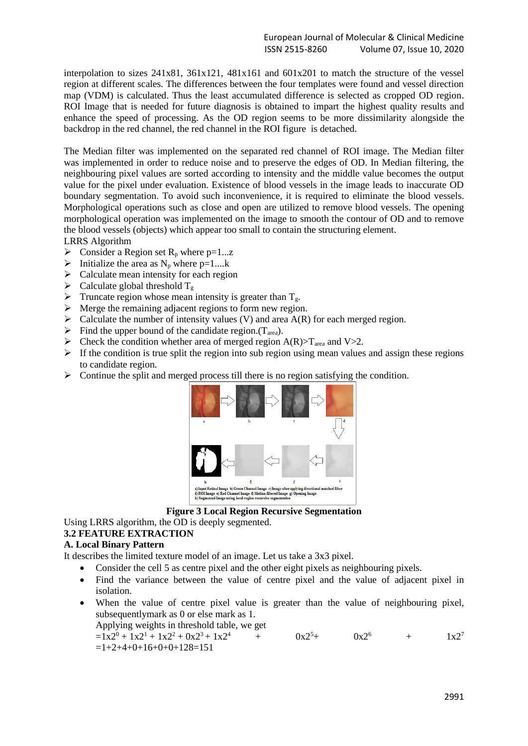interpolation to sizes 241x81, 361x121, 481x161 and 601x201 to match the structure of the vessel region at different scales. The differences between the four templates were found and vessel direction map (VDM) is calculated. Thus the least accumulated difference is selected as cropped OD region. ROI Image that is needed for future diagnosis is obtained to impart the highest quality results and enhance the speed of processing. As the OD region seems to be more dissimilarity alongside the backdrop in the red channel, the red channel in the ROI figure is detached.

The Median filter was implemented on the separated red channel of ROI image. The Median filter was implemented in order to reduce noise and to preserve the edges of OD. In Median filtering, the neighbouring pixel values are sorted according to intensity and the middle value becomes the output value for the pixel under evaluation. Existence of blood vessels in the image leads to inaccurate OD boundary segmentation. To avoid such inconvenience, it is required to eliminate the blood vessels. Morphological operations such as close and open are utilized to remove blood vessels. The opening morphological operation was implemented on the image to smooth the contour of OD and to remove the blood vessels (objects) which appear too small to contain the structuring element.

LRRS Algorithm

- Consider a Region set $R_p$ where p=1...z
- Initialize the area as $N_p$ where p=1....k
- Calculate mean intensity for each region
- Calculate global threshold $T_g$
- Truncate region whose mean intensity is greater than $T_g$.
- Merge the remaining adjacent regions to form new region.
- Calculate the number of intensity values (V) and area A(R) for each merged region.
- Find the upper bound of the candidate region.($T_{area}$).
- Check the condition whether area of merged region $A(R)>T_{area}$ and V>2.
- If the condition is true split the region into sub region using mean values and assign these regions to candidate region.
- Continue the split and merged process till there is no region satisfying the condition.

a) Input Retinal Image b) Green Channel Image c) Image after applying directional matched filter d) ROI Image e) Red Channel Image f) Median filtered Image g) Opening Image h) Segmented Image using local region recursive segmentation

**Figure 3 Local Region Recursive Segmentation**

Using LRRS algorithm, the OD is deeply segmented.

### 3.2 FEATURE EXTRACTION

#### A. Local Binary Pattern

It describes the limited texture model of an image. Let us take a 3x3 pixel.

- Consider the cell 5 as centre pixel and the other eight pixels as neighbouring pixels.
- Find the variance between the value of centre pixel and the value of adjacent pixel in isolation.
- When the value of centre pixel value is greater than the value of neighbouring pixel, subsequentlymark as 0 or else mark as 1.

  Applying weights in threshold table, we get

  $=1x2^0 + 1x2^1 + 1x2^2 + 0x2^3 + 1x2^4 + 0x2^5 + 0x2^6 + 1x2^7$

  $=1+2+4+0+16+0+0+128=151$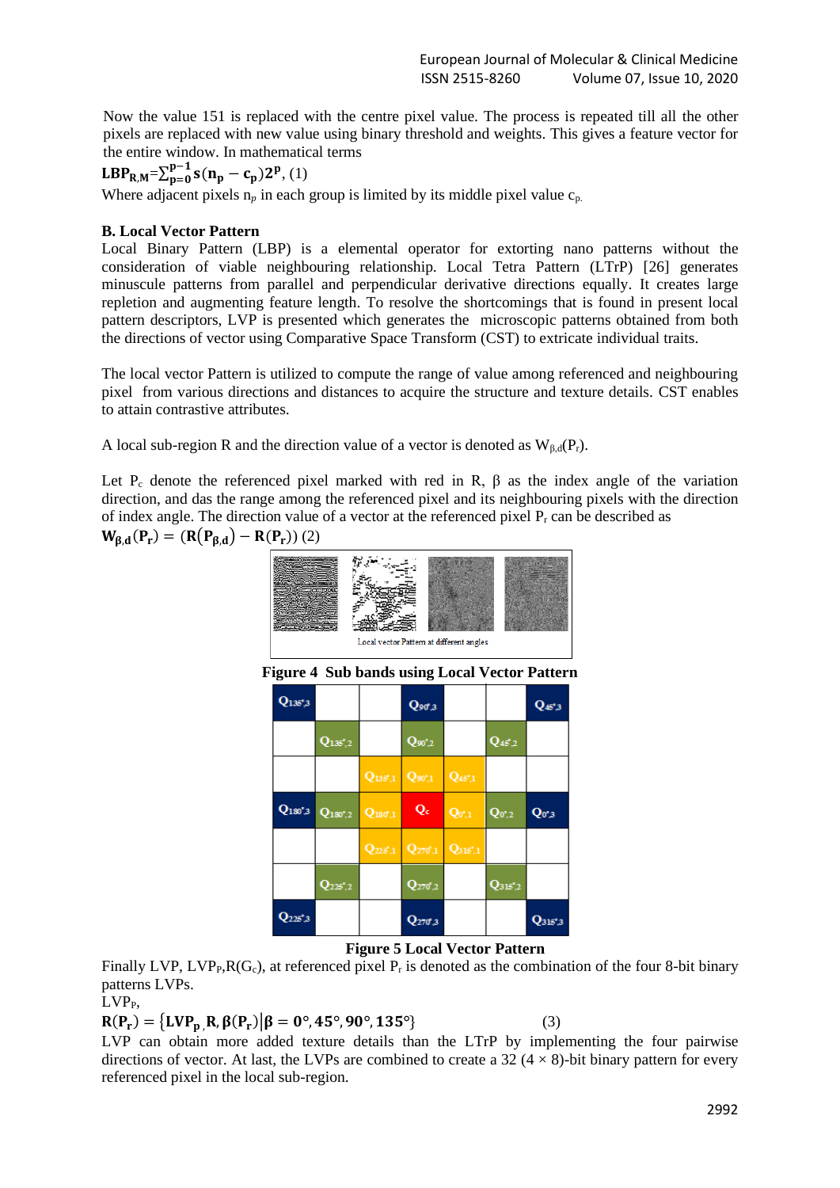Now the value 151 is replaced with the centre pixel value. The process is repeated till all the other pixels are replaced with new value using binary threshold and weights. This gives a feature vector for the entire window. In mathematical terms

$$\mathbf{LBP_{R,M}}=\sum_{p=0}^{p-1}\mathbf{s(n_p - c_p)2^P}, \ (1)$$

Where adjacent pixels $n_p$ in each group is limited by its middle pixel value $c_{p.}$

**B. Local Vector Pattern**

Local Binary Pattern (LBP) is a elemental operator for extorting nano patterns without the consideration of viable neighbouring relationship. Local Tetra Pattern (LTrP) [26] generates minuscule patterns from parallel and perpendicular derivative directions equally. It creates large repletion and augmenting feature length. To resolve the shortcomings that is found in present local pattern descriptors, LVP is presented which generates the microscopic patterns obtained from both the directions of vector using Comparative Space Transform (CST) to extricate individual traits.

The local vector Pattern is utilized to compute the range of value among referenced and neighbouring pixel from various directions and distances to acquire the structure and texture details. CST enables to attain contrastive attributes.

A local sub-region R and the direction value of a vector is denoted as $W_{\beta,d}(P_r)$.

Let $P_c$ denote the referenced pixel marked with red in R, β as the index angle of the variation direction, and das the range among the referenced pixel and its neighbouring pixels with the direction of index angle. The direction value of a vector at the referenced pixel $P_r$ can be described as

$$\mathbf{W_{\beta,d}(P_r) = (R(P_{\beta,d}) - R(P_r))} \ (2)$$

Local vector Pattern at different angles

**Figure 4 Sub bands using Local Vector Pattern**

| $Q_{135°,3}$ | | | $Q_{90°,3}$ | | | $Q_{45°,3}$ |
|---|---|---|---|---|---|---|
| | $Q_{135°,2}$ | | $Q_{90°,2}$ | | $Q_{45°,2}$ | |
| | | $Q_{135°,1}$ | $Q_{90°,1}$ | $Q_{45°,1}$ | | |
| $Q_{180°,3}$ | $Q_{180°,2}$ | $Q_{180°,1}$ | $Q_c$ | $Q_{0°,1}$ | $Q_{0°,2}$ | $Q_{0°,3}$ |
| | | $Q_{225°,1}$ | $Q_{270°,1}$ | $Q_{315°,1}$ | | |
| | $Q_{225°,2}$ | | $Q_{270°,2}$ | | $Q_{315°,2}$ | |
| $Q_{225°,3}$ | | | $Q_{270°,3}$ | | | $Q_{315°,3}$ |

**Figure 5 Local Vector Pattern**

Finally LVP, $LVP_{P,R}(G_c)$, at referenced pixel $P_r$ is denoted as the combination of the four 8-bit binary patterns LVPs.

$LVP_{P,}$

$$\mathbf{R(P_r) = \{LVP_{p,}R,\beta(P_r)|\beta = 0°, 45°, 90°, 135°\}} \qquad (3)$$

LVP can obtain more added texture details than the LTrP by implementing the four pairwise directions of vector. At last, the LVPs are combined to create a 32 (4 × 8)-bit binary pattern for every referenced pixel in the local sub-region.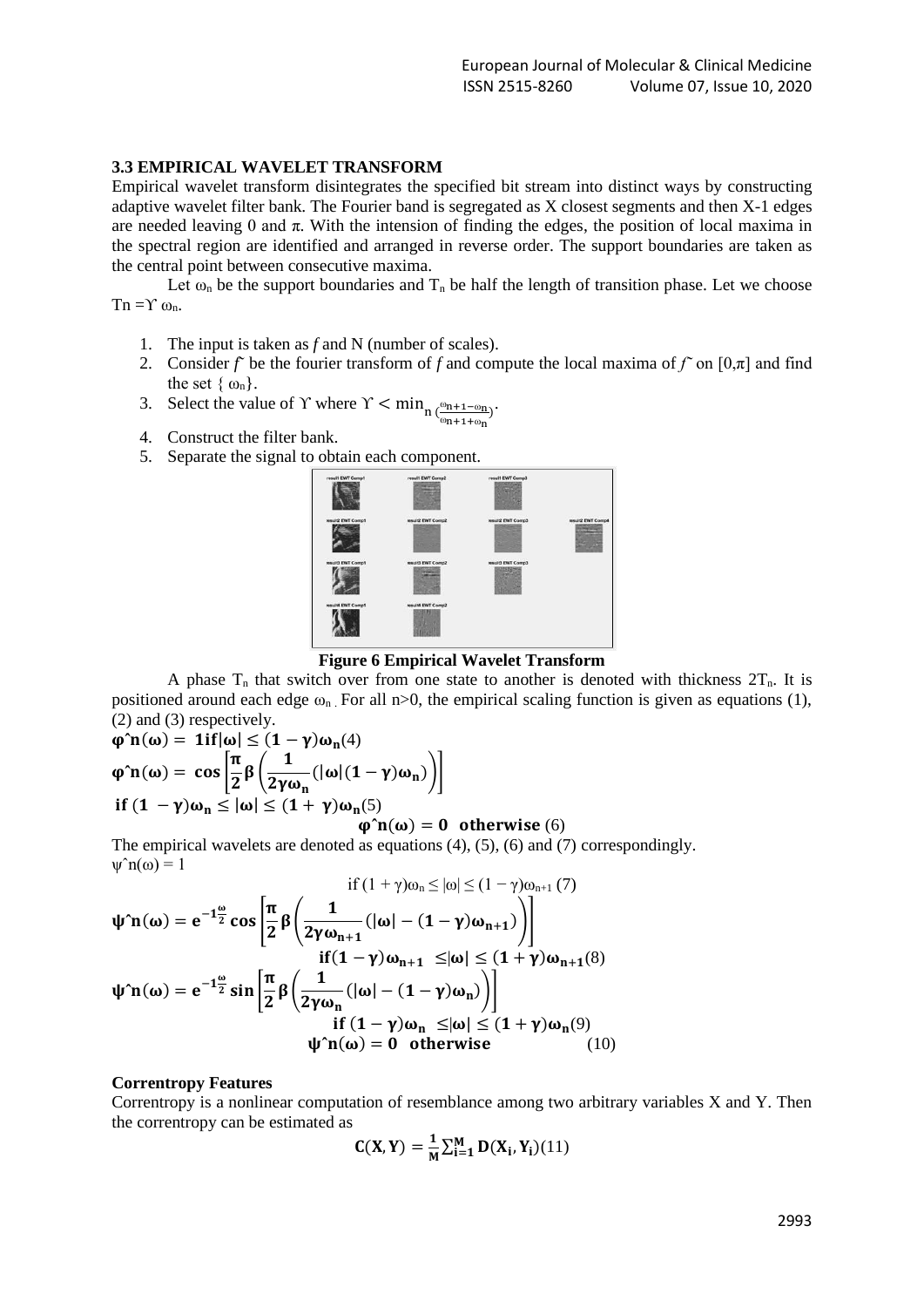### 3.3 EMPIRICAL WAVELET TRANSFORM

Empirical wavelet transform disintegrates the specified bit stream into distinct ways by constructing adaptive wavelet filter bank. The Fourier band is segregated as X closest segments and then X-1 edges are needed leaving 0 and π. With the intension of finding the edges, the position of local maxima in the spectral region are identified and arranged in reverse order. The support boundaries are taken as the central point between consecutive maxima.

Let $\omega_n$ be the support boundaries and $T_n$ be half the length of transition phase. Let we choose $T_n = \Upsilon\, \omega_n$.

1. The input is taken as *f* and N (number of scales).
2. Consider $\tilde{f}$ be the fourier transform of *f* and compute the local maxima of $\tilde{f}$ on [0,π] and find the set $\{\omega_n\}$.
3. Select the value of $\Upsilon$ where $\Upsilon < \min_n \left(\frac{\omega_{n+1} - \omega_n}{\omega_{n+1} + \omega_n}\right)$.
4. Construct the filter bank.
5. Separate the signal to obtain each component.

**Figure 6 Empirical Wavelet Transform**

A phase $T_n$ that switch over from one state to another is denoted with thickness $2T_n$. It is positioned around each edge $\omega_n$. For all n>0, the empirical scaling function is given as equations (1), (2) and (3) respectively.

$$\hat{\varphi}_n(\omega) = 1 \text{ if } |\omega| \leq (1-\gamma)\omega_n \quad (4)$$

$$\hat{\varphi}_n(\omega) = \cos\left[\frac{\pi}{2}\beta\left(\frac{1}{2\gamma\omega_n}(|\omega|(1-\gamma)\omega_n)\right)\right]$$

$$\text{if } (1-\gamma)\omega_n \leq |\omega| \leq (1+\gamma)\omega_n \quad (5)$$

$$\hat{\varphi}_n(\omega) = 0 \quad \text{otherwise} \quad (6)$$

The empirical wavelets are denoted as equations (4), (5), (6) and (7) correspondingly.

$$\hat{\psi}_n(\omega) = 1$$

$$\text{if } (1+\gamma)\omega_n \leq |\omega| \leq (1-\gamma)\omega_{n+1} \quad (7)$$

$$\hat{\psi}_n(\omega) = e^{-1\frac{\omega}{2}} \cos\left[\frac{\pi}{2}\beta\left(\frac{1}{2\gamma\omega_{n+1}}(|\omega| - (1-\gamma)\omega_{n+1})\right)\right]$$

$$\text{if } (1-\gamma)\omega_{n+1} \leq |\omega| \leq (1+\gamma)\omega_{n+1} \quad (8)$$

$$\hat{\psi}_n(\omega) = e^{-1\frac{\omega}{2}} \sin\left[\frac{\pi}{2}\beta\left(\frac{1}{2\gamma\omega_n}(|\omega| - (1-\gamma)\omega_n)\right)\right]$$

$$\text{if } (1-\gamma)\omega_n \leq |\omega| \leq (1+\gamma)\omega_n \quad (9)$$

$$\hat{\psi}_n(\omega) = 0 \quad \text{otherwise} \quad (10)$$

**Correntropy Features**

Correntropy is a nonlinear computation of resemblance among two arbitrary variables X and Y. Then the correntropy can be estimated as

$$C(X, Y) = \frac{1}{M}\sum_{i=1}^{M} D(X_i, Y_i) \quad (11)$$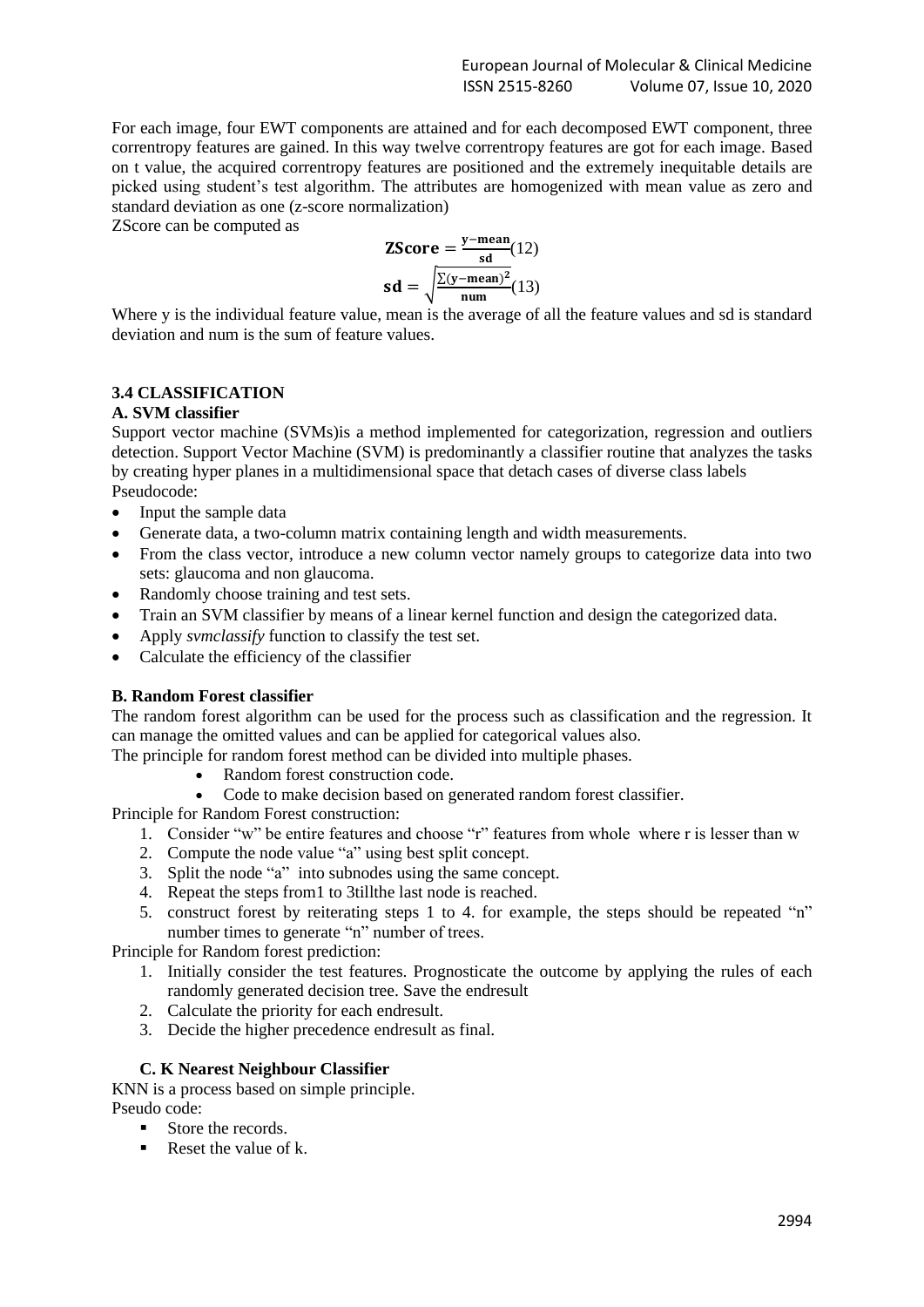For each image, four EWT components are attained and for each decomposed EWT component, three correntropy features are gained. In this way twelve correntropy features are got for each image. Based on t value, the acquired correntropy features are positioned and the extremely inequitable details are picked using student's test algorithm. The attributes are homogenized with mean value as zero and standard deviation as one (z-score normalization)

ZScore can be computed as

$$\textbf{ZScore} = \frac{\textbf{y} - \textbf{mean}}{\textbf{sd}} \quad (12)$$

$$\textbf{sd} = \sqrt{\frac{\sum(\textbf{y} - \textbf{mean})^2}{\textbf{num}}} \quad (13)$$

Where y is the individual feature value, mean is the average of all the feature values and sd is standard deviation and num is the sum of feature values.

### 3.4 CLASSIFICATION

#### A. SVM classifier

Support vector machine (SVMs)is a method implemented for categorization, regression and outliers detection. Support Vector Machine (SVM) is predominantly a classifier routine that analyzes the tasks by creating hyper planes in a multidimensional space that detach cases of diverse class labels

Pseudocode:

- Input the sample data
- Generate data, a two-column matrix containing length and width measurements.
- From the class vector, introduce a new column vector namely groups to categorize data into two sets: glaucoma and non glaucoma.
- Randomly choose training and test sets.
- Train an SVM classifier by means of a linear kernel function and design the categorized data.
- Apply *svmclassify* function to classify the test set.
- Calculate the efficiency of the classifier

#### B. Random Forest classifier

The random forest algorithm can be used for the process such as classification and the regression. It can manage the omitted values and can be applied for categorical values also.

The principle for random forest method can be divided into multiple phases.

- Random forest construction code.
- Code to make decision based on generated random forest classifier.

Principle for Random Forest construction:

1. Consider "w" be entire features and choose "r" features from whole where r is lesser than w
2. Compute the node value "a" using best split concept.
3. Split the node "a" into subnodes using the same concept.
4. Repeat the steps from1 to 3tillthe last node is reached.
5. construct forest by reiterating steps 1 to 4. for example, the steps should be repeated "n" number times to generate "n" number of trees.

Principle for Random forest prediction:

1. Initially consider the test features. Prognosticate the outcome by applying the rules of each randomly generated decision tree. Save the endresult
2. Calculate the priority for each endresult.
3. Decide the higher precedence endresult as final.

#### C. K Nearest Neighbour Classifier

KNN is a process based on simple principle.

Pseudo code:

- Store the records.
- Reset the value of k.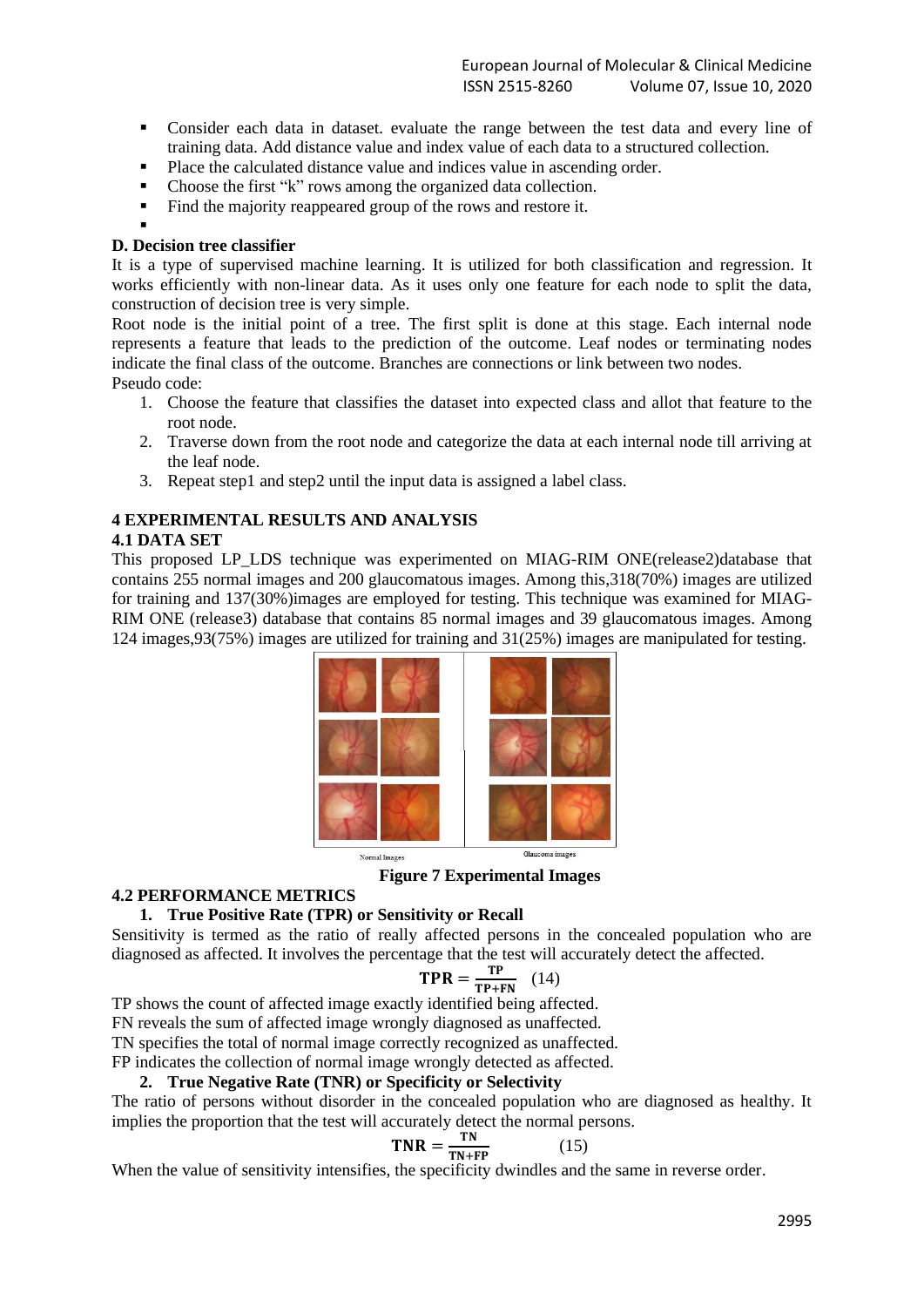- Consider each data in dataset. evaluate the range between the test data and every line of training data. Add distance value and index value of each data to a structured collection.
- Place the calculated distance value and indices value in ascending order.
- Choose the first "k" rows among the organized data collection.
- Find the majority reappeared group of the rows and restore it.

### D. Decision tree classifier

It is a type of supervised machine learning. It is utilized for both classification and regression. It works efficiently with non-linear data. As it uses only one feature for each node to split the data, construction of decision tree is very simple.

Root node is the initial point of a tree. The first split is done at this stage. Each internal node represents a feature that leads to the prediction of the outcome. Leaf nodes or terminating nodes indicate the final class of the outcome. Branches are connections or link between two nodes.

Pseudo code:

1. Choose the feature that classifies the dataset into expected class and allot that feature to the root node.
2. Traverse down from the root node and categorize the data at each internal node till arriving at the leaf node.
3. Repeat step1 and step2 until the input data is assigned a label class.

## 4 EXPERIMENTAL RESULTS AND ANALYSIS

### 4.1 DATA SET

This proposed LP_LDS technique was experimented on MIAG-RIM ONE(release2)database that contains 255 normal images and 200 glaucomatous images. Among this,318(70%) images are utilized for training and 137(30%)images are employed for testing. This technique was examined for MIAG-RIM ONE (release3) database that contains 85 normal images and 39 glaucomatous images. Among 124 images,93(75%) images are utilized for training and 31(25%) images are manipulated for testing.

Normal Images Glaucoma images

**Figure 7 Experimental Images**

### 4.2 PERFORMANCE METRICS

**1. True Positive Rate (TPR) or Sensitivity or Recall**

Sensitivity is termed as the ratio of really affected persons in the concealed population who are diagnosed as affected. It involves the percentage that the test will accurately detect the affected.

$$\mathbf{TPR} = \frac{\mathbf{TP}}{\mathbf{TP+FN}} \quad (14)$$

TP shows the count of affected image exactly identified being affected.
FN reveals the sum of affected image wrongly diagnosed as unaffected.
TN specifies the total of normal image correctly recognized as unaffected.
FP indicates the collection of normal image wrongly detected as affected.

**2. True Negative Rate (TNR) or Specificity or Selectivity**

The ratio of persons without disorder in the concealed population who are diagnosed as healthy. It implies the proportion that the test will accurately detect the normal persons.

$$\mathbf{TNR} = \frac{\mathbf{TN}}{\mathbf{TN+FP}} \quad (15)$$

When the value of sensitivity intensifies, the specificity dwindles and the same in reverse order.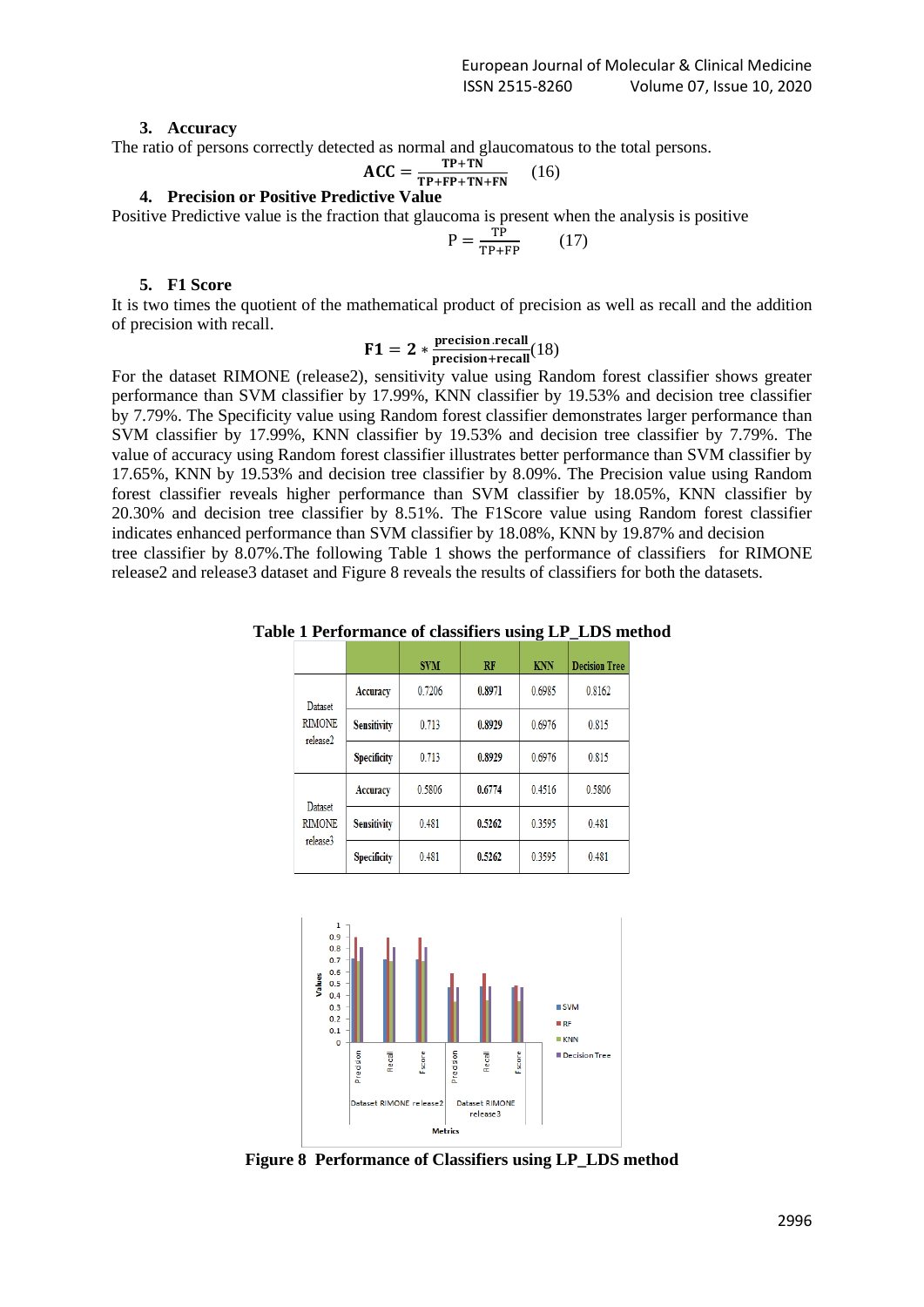3. **Accuracy**

The ratio of persons correctly detected as normal and glaucomatous to the total persons.

$$\mathbf{ACC} = \frac{\mathbf{TP+TN}}{\mathbf{TP+FP+TN+FN}} \quad (16)$$

4. **Precision or Positive Predictive Value**

Positive Predictive value is the fraction that glaucoma is present when the analysis is positive

$$\mathrm{P} = \frac{\mathrm{TP}}{\mathrm{TP+FP}} \quad (17)$$

5. **F1 Score**

It is two times the quotient of the mathematical product of precision as well as recall and the addition of precision with recall.

$$\mathbf{F1} = \mathbf{2} * \frac{\mathbf{precision.recall}}{\mathbf{precision+recall}} (18)$$

For the dataset RIMONE (release2), sensitivity value using Random forest classifier shows greater performance than SVM classifier by 17.99%, KNN classifier by 19.53% and decision tree classifier by 7.79%. The Specificity value using Random forest classifier demonstrates larger performance than SVM classifier by 17.99%, KNN classifier by 19.53% and decision tree classifier by 7.79%. The value of accuracy using Random forest classifier illustrates better performance than SVM classifier by 17.65%, KNN by 19.53% and decision tree classifier by 8.09%. The Precision value using Random forest classifier reveals higher performance than SVM classifier by 18.05%, KNN classifier by 20.30% and decision tree classifier by 8.51%. The F1Score value using Random forest classifier indicates enhanced performance than SVM classifier by 18.08%, KNN by 19.87% and decision tree classifier by 8.07%.The following Table 1 shows the performance of classifiers for RIMONE release2 and release3 dataset and Figure 8 reveals the results of classifiers for both the datasets.

**Table 1 Performance of classifiers using LP_LDS method**

| | | SVM | RF | KNN | Decision Tree |
|---|---|---|---|---|---|
| Dataset RIMONE release2 | Accuracy | 0.7206 | **0.8971** | 0.6985 | 0.8162 |
| | Sensitivity | 0.713 | **0.8929** | 0.6976 | 0.815 |
| | Specificity | 0.713 | **0.8929** | 0.6976 | 0.815 |
| Dataset RIMONE release3 | Accuracy | 0.5806 | **0.6774** | 0.4516 | 0.5806 |
| | Sensitivity | 0.481 | **0.5262** | 0.3595 | 0.481 |
| | Specificity | 0.481 | **0.5262** | 0.3595 | 0.481 |

**Figure 8 Performance of Classifiers using LP_LDS method**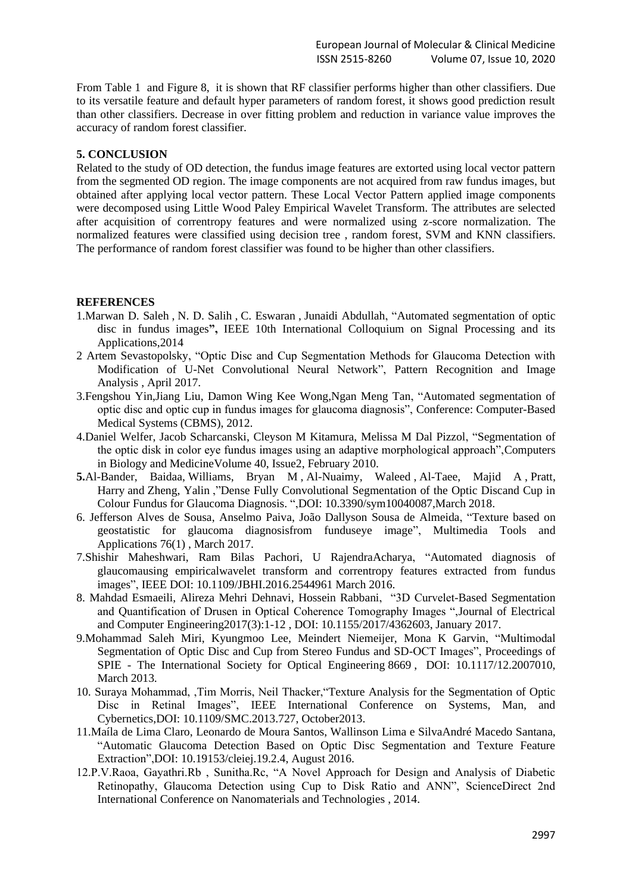From Table 1 and Figure 8, it is shown that RF classifier performs higher than other classifiers. Due to its versatile feature and default hyper parameters of random forest, it shows good prediction result than other classifiers. Decrease in over fitting problem and reduction in variance value improves the accuracy of random forest classifier.

## 5. CONCLUSION

Related to the study of OD detection, the fundus image features are extorted using local vector pattern from the segmented OD region. The image components are not acquired from raw fundus images, but obtained after applying local vector pattern. These Local Vector Pattern applied image components were decomposed using Little Wood Paley Empirical Wavelet Transform. The attributes are selected after acquisition of correntropy features and were normalized using z-score normalization. The normalized features were classified using decision tree , random forest, SVM and KNN classifiers. The performance of random forest classifier was found to be higher than other classifiers.

## REFERENCES

1. Marwan D. Saleh , N. D. Salih , C. Eswaran , Junaidi Abdullah, "Automated segmentation of optic disc in fundus images**",** IEEE 10th International Colloquium on Signal Processing and its Applications,2014
2. Artem Sevastopolsky, "Optic Disc and Cup Segmentation Methods for Glaucoma Detection with Modification of U-Net Convolutional Neural Network", Pattern Recognition and Image Analysis , April 2017.
3. Fengshou Yin,Jiang Liu, Damon Wing Kee Wong,Ngan Meng Tan, "Automated segmentation of optic disc and optic cup in fundus images for glaucoma diagnosis", Conference: Computer-Based Medical Systems (CBMS), 2012.
4. Daniel Welfer, Jacob Scharcanski, Cleyson M Kitamura, Melissa M Dal Pizzol, "Segmentation of the optic disk in color eye fundus images using an adaptive morphological approach",Computers in Biology and MedicineVolume 40, Issue2, February 2010.
5. Al-Bander, Baidaa, Williams, Bryan M , Al-Nuaimy, Waleed , Al-Taee, Majid A , Pratt, Harry and Zheng, Yalin ,"Dense Fully Convolutional Segmentation of the Optic Discand Cup in Colour Fundus for Glaucoma Diagnosis. ",DOI: 10.3390/sym10040087,March 2018.
6. Jefferson Alves de Sousa, Anselmo Paiva, João Dallyson Sousa de Almeida, "Texture based on geostatistic for glaucoma diagnosisfrom funduseye image", Multimedia Tools and Applications 76(1) , March 2017.
7. Shishir Maheshwari, Ram Bilas Pachori, U RajendraAcharya, "Automated diagnosis of glaucomausing empiricalwavelet transform and correntropy features extracted from fundus images", IEEE DOI: 10.1109/JBHI.2016.2544961 March 2016.
8. Mahdad Esmaeili, Alireza Mehri Dehnavi, Hossein Rabbani, "3D Curvelet-Based Segmentation and Quantification of Drusen in Optical Coherence Tomography Images ",Journal of Electrical and Computer Engineering2017(3):1-12 , DOI: 10.1155/2017/4362603, January 2017.
9. Mohammad Saleh Miri, Kyungmoo Lee, Meindert Niemeijer, Mona K Garvin, "Multimodal Segmentation of Optic Disc and Cup from Stereo Fundus and SD-OCT Images", Proceedings of SPIE - The International Society for Optical Engineering 8669 , DOI: 10.1117/12.2007010, March 2013.
10. Suraya Mohammad, ,Tim Morris, Neil Thacker,"Texture Analysis for the Segmentation of Optic Disc in Retinal Images", IEEE International Conference on Systems, Man, and Cybernetics,DOI: 10.1109/SMC.2013.727, October2013.
11. Maíla de Lima Claro, Leonardo de Moura Santos, Wallinson Lima e SilvaAndré Macedo Santana, "Automatic Glaucoma Detection Based on Optic Disc Segmentation and Texture Feature Extraction",DOI: 10.19153/cleiej.19.2.4, August 2016.
12. P.V.Raoa, Gayathri.Rb , Sunitha.Rc, "A Novel Approach for Design and Analysis of Diabetic Retinopathy, Glaucoma Detection using Cup to Disk Ratio and ANN", ScienceDirect 2nd International Conference on Nanomaterials and Technologies , 2014.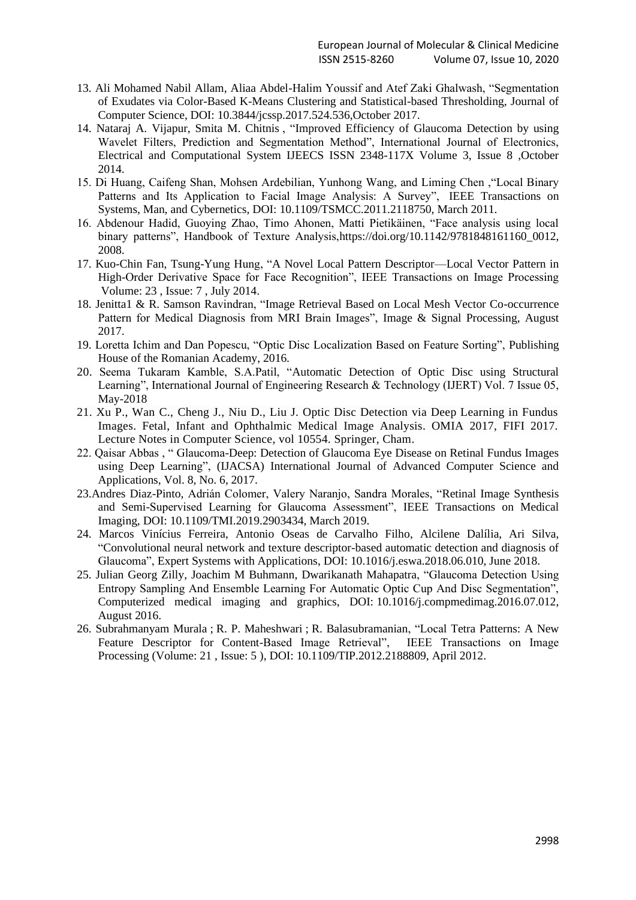13. Ali Mohamed Nabil Allam, Aliaa Abdel-Halim Youssif and Atef Zaki Ghalwash, "Segmentation of Exudates via Color-Based K-Means Clustering and Statistical-based Thresholding, Journal of Computer Science, DOI: 10.3844/jcssp.2017.524.536,October 2017.
14. Nataraj A. Vijapur, Smita M. Chitnis , "Improved Efficiency of Glaucoma Detection by using Wavelet Filters, Prediction and Segmentation Method", International Journal of Electronics, Electrical and Computational System IJEECS ISSN 2348-117X Volume 3, Issue 8 ,October 2014.
15. Di Huang, Caifeng Shan, Mohsen Ardebilian, Yunhong Wang, and Liming Chen ,"Local Binary Patterns and Its Application to Facial Image Analysis: A Survey", IEEE Transactions on Systems, Man, and Cybernetics, DOI: 10.1109/TSMCC.2011.2118750, March 2011.
16. Abdenour Hadid, Guoying Zhao, Timo Ahonen, Matti Pietikäinen, "Face analysis using local binary patterns", Handbook of Texture Analysis,https://doi.org/10.1142/9781848161160_0012, 2008.
17. Kuo-Chin Fan, Tsung-Yung Hung, "A Novel Local Pattern Descriptor—Local Vector Pattern in High-Order Derivative Space for Face Recognition", IEEE Transactions on Image Processing Volume: 23 , Issue: 7 , July 2014.
18. Jenitta1 & R. Samson Ravindran, "Image Retrieval Based on Local Mesh Vector Co-occurrence Pattern for Medical Diagnosis from MRI Brain Images", Image & Signal Processing, August 2017.
19. Loretta Ichim and Dan Popescu, "Optic Disc Localization Based on Feature Sorting", Publishing House of the Romanian Academy, 2016.
20. Seema Tukaram Kamble, S.A.Patil, "Automatic Detection of Optic Disc using Structural Learning", International Journal of Engineering Research & Technology (IJERT) Vol. 7 Issue 05, May-2018
21. Xu P., Wan C., Cheng J., Niu D., Liu J. Optic Disc Detection via Deep Learning in Fundus Images. Fetal, Infant and Ophthalmic Medical Image Analysis. OMIA 2017, FIFI 2017. Lecture Notes in Computer Science, vol 10554. Springer, Cham.
22. Qaisar Abbas , " Glaucoma-Deep: Detection of Glaucoma Eye Disease on Retinal Fundus Images using Deep Learning", (IJACSA) International Journal of Advanced Computer Science and Applications, Vol. 8, No. 6, 2017.
23. Andres Diaz-Pinto, Adrián Colomer, Valery Naranjo, Sandra Morales, "Retinal Image Synthesis and Semi-Supervised Learning for Glaucoma Assessment", IEEE Transactions on Medical Imaging, DOI: 10.1109/TMI.2019.2903434, March 2019.
24. Marcos Vinícius Ferreira, Antonio Oseas de Carvalho Filho, Alcilene Dalília, Ari Silva, "Convolutional neural network and texture descriptor-based automatic detection and diagnosis of Glaucoma", Expert Systems with Applications, DOI: 10.1016/j.eswa.2018.06.010, June 2018.
25. Julian Georg Zilly, Joachim M Buhmann, Dwarikanath Mahapatra, "Glaucoma Detection Using Entropy Sampling And Ensemble Learning For Automatic Optic Cup And Disc Segmentation", Computerized medical imaging and graphics, DOI: 10.1016/j.compmedimag.2016.07.012, August 2016.
26. Subrahmanyam Murala ; R. P. Maheshwari ; R. Balasubramanian, "Local Tetra Patterns: A New Feature Descriptor for Content-Based Image Retrieval", IEEE Transactions on Image Processing (Volume: 21 , Issue: 5 ), DOI: 10.1109/TIP.2012.2188809, April 2012.